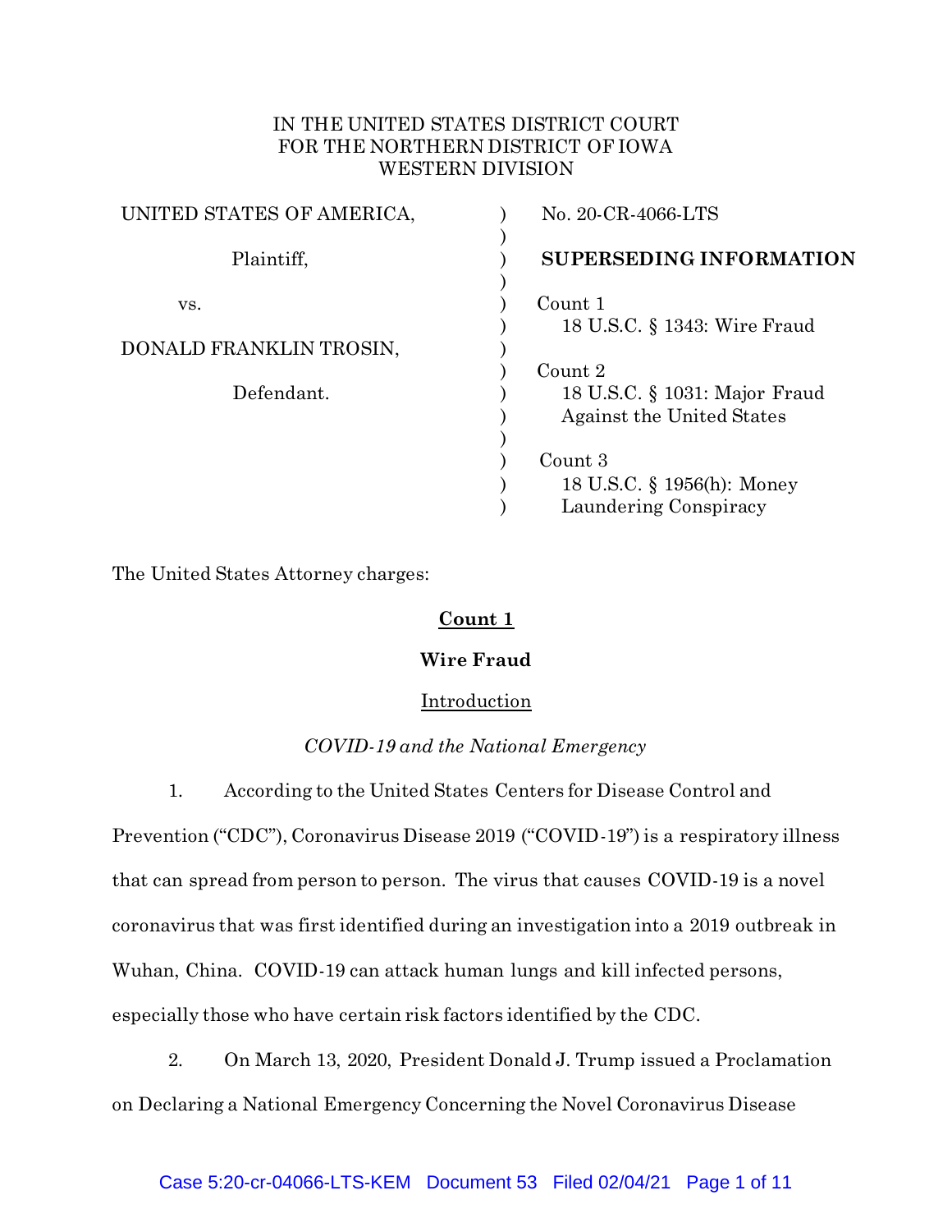IN THE UNITED STATES DISTRICT COURT
FOR THE NORTHERN DISTRICT OF IOWA
WESTERN DIVISION

| | |
|---|---|
| UNITED STATES OF AMERICA, | No. 20-CR-4066-LTS |
| Plaintiff, | **SUPERSEDING INFORMATION** |
| vs. | Count 1<br>18 U.S.C. § 1343: Wire Fraud |
| DONALD FRANKLIN TROSIN, | |
| Defendant. | Count 2<br>18 U.S.C. § 1031: Major Fraud Against the United States |
| | Count 3<br>18 U.S.C. § 1956(h): Money Laundering Conspiracy |

The United States Attorney charges:

## Count 1

### Wire Fraud

Introduction

*COVID-19 and the National Emergency*

1. According to the United States Centers for Disease Control and Prevention ("CDC"), Coronavirus Disease 2019 ("COVID-19") is a respiratory illness that can spread from person to person. The virus that causes COVID-19 is a novel coronavirus that was first identified during an investigation into a 2019 outbreak in Wuhan, China. COVID-19 can attack human lungs and kill infected persons, especially those who have certain risk factors identified by the CDC.

2. On March 13, 2020, President Donald J. Trump issued a Proclamation on Declaring a National Emergency Concerning the Novel Coronavirus Disease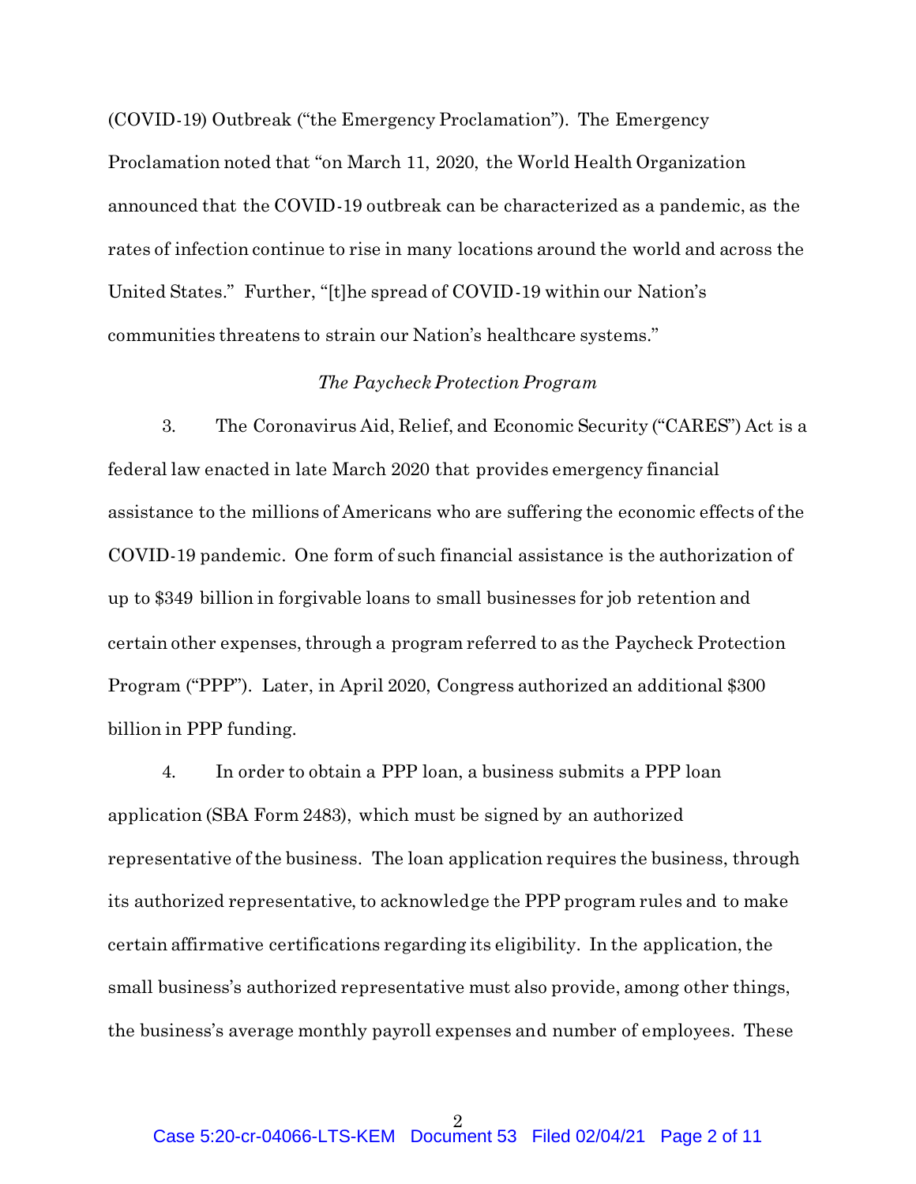(COVID-19) Outbreak ("the Emergency Proclamation"). The Emergency Proclamation noted that "on March 11, 2020, the World Health Organization announced that the COVID-19 outbreak can be characterized as a pandemic, as the rates of infection continue to rise in many locations around the world and across the United States." Further, "[t]he spread of COVID-19 within our Nation's communities threatens to strain our Nation's healthcare systems."

*The Paycheck Protection Program*

3. The Coronavirus Aid, Relief, and Economic Security ("CARES") Act is a federal law enacted in late March 2020 that provides emergency financial assistance to the millions of Americans who are suffering the economic effects of the COVID-19 pandemic. One form of such financial assistance is the authorization of up to $349 billion in forgivable loans to small businesses for job retention and certain other expenses, through a program referred to as the Paycheck Protection Program ("PPP"). Later, in April 2020, Congress authorized an additional $300 billion in PPP funding.

4. In order to obtain a PPP loan, a business submits a PPP loan application (SBA Form 2483), which must be signed by an authorized representative of the business. The loan application requires the business, through its authorized representative, to acknowledge the PPP program rules and to make certain affirmative certifications regarding its eligibility. In the application, the small business's authorized representative must also provide, among other things, the business's average monthly payroll expenses and number of employees. These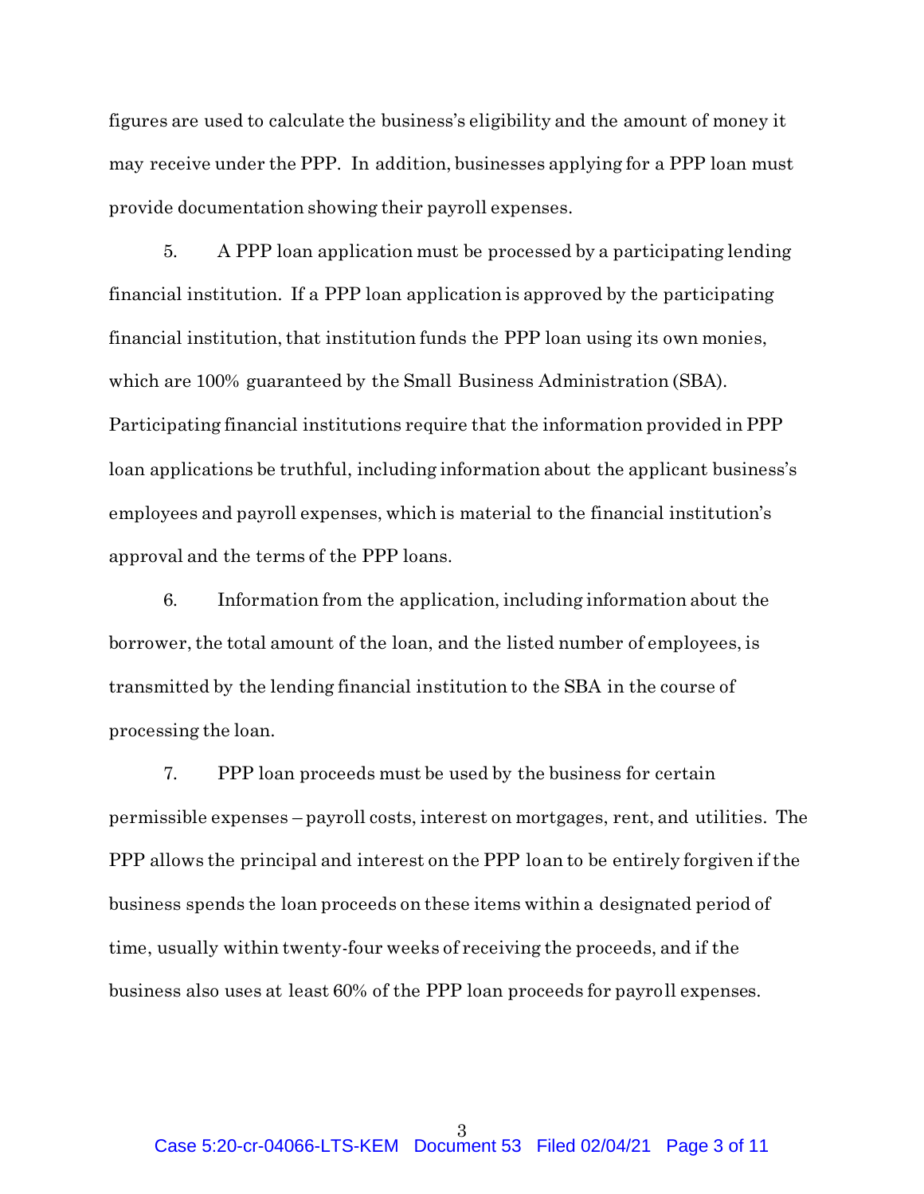figures are used to calculate the business's eligibility and the amount of money it may receive under the PPP. In addition, businesses applying for a PPP loan must provide documentation showing their payroll expenses.

5. A PPP loan application must be processed by a participating lending financial institution. If a PPP loan application is approved by the participating financial institution, that institution funds the PPP loan using its own monies, which are 100% guaranteed by the Small Business Administration (SBA). Participating financial institutions require that the information provided in PPP loan applications be truthful, including information about the applicant business's employees and payroll expenses, which is material to the financial institution's approval and the terms of the PPP loans.

6. Information from the application, including information about the borrower, the total amount of the loan, and the listed number of employees, is transmitted by the lending financial institution to the SBA in the course of processing the loan.

7. PPP loan proceeds must be used by the business for certain permissible expenses – payroll costs, interest on mortgages, rent, and utilities. The PPP allows the principal and interest on the PPP loan to be entirely forgiven if the business spends the loan proceeds on these items within a designated period of time, usually within twenty-four weeks of receiving the proceeds, and if the business also uses at least 60% of the PPP loan proceeds for payroll expenses.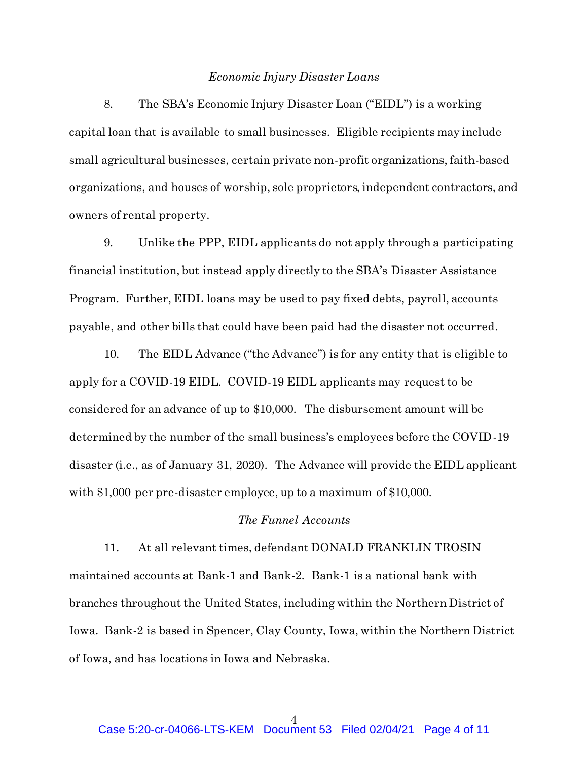*Economic Injury Disaster Loans*

8. The SBA's Economic Injury Disaster Loan ("EIDL") is a working capital loan that is available to small businesses. Eligible recipients may include small agricultural businesses, certain private non-profit organizations, faith-based organizations, and houses of worship, sole proprietors, independent contractors, and owners of rental property.

9. Unlike the PPP, EIDL applicants do not apply through a participating financial institution, but instead apply directly to the SBA's Disaster Assistance Program. Further, EIDL loans may be used to pay fixed debts, payroll, accounts payable, and other bills that could have been paid had the disaster not occurred.

10. The EIDL Advance ("the Advance") is for any entity that is eligible to apply for a COVID-19 EIDL. COVID-19 EIDL applicants may request to be considered for an advance of up to $10,000. The disbursement amount will be determined by the number of the small business's employees before the COVID-19 disaster (i.e., as of January 31, 2020). The Advance will provide the EIDL applicant with $1,000 per pre-disaster employee, up to a maximum of $10,000.

*The Funnel Accounts*

11. At all relevant times, defendant DONALD FRANKLIN TROSIN maintained accounts at Bank-1 and Bank-2. Bank-1 is a national bank with branches throughout the United States, including within the Northern District of Iowa. Bank-2 is based in Spencer, Clay County, Iowa, within the Northern District of Iowa, and has locations in Iowa and Nebraska.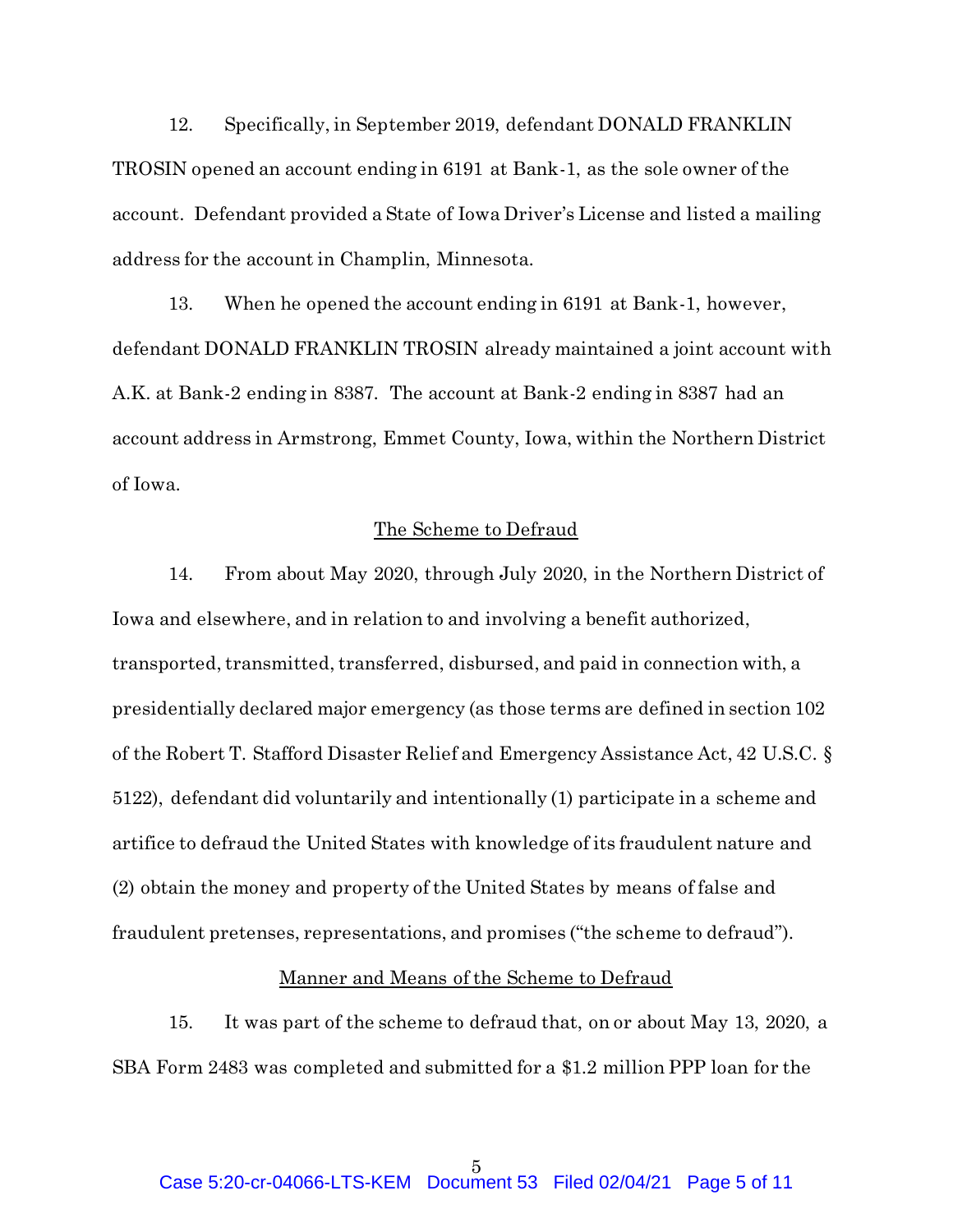12. Specifically, in September 2019, defendant DONALD FRANKLIN TROSIN opened an account ending in 6191 at Bank-1, as the sole owner of the account. Defendant provided a State of Iowa Driver's License and listed a mailing address for the account in Champlin, Minnesota.

13. When he opened the account ending in 6191 at Bank-1, however, defendant DONALD FRANKLIN TROSIN already maintained a joint account with A.K. at Bank-2 ending in 8387. The account at Bank-2 ending in 8387 had an account address in Armstrong, Emmet County, Iowa, within the Northern District of Iowa.

<u>The Scheme to Defraud</u>

14. From about May 2020, through July 2020, in the Northern District of Iowa and elsewhere, and in relation to and involving a benefit authorized, transported, transmitted, transferred, disbursed, and paid in connection with, a presidentially declared major emergency (as those terms are defined in section 102 of the Robert T. Stafford Disaster Relief and Emergency Assistance Act, 42 U.S.C. § 5122), defendant did voluntarily and intentionally (1) participate in a scheme and artifice to defraud the United States with knowledge of its fraudulent nature and (2) obtain the money and property of the United States by means of false and fraudulent pretenses, representations, and promises ("the scheme to defraud").

<u>Manner and Means of the Scheme to Defraud</u>

15. It was part of the scheme to defraud that, on or about May 13, 2020, a SBA Form 2483 was completed and submitted for a $1.2 million PPP loan for the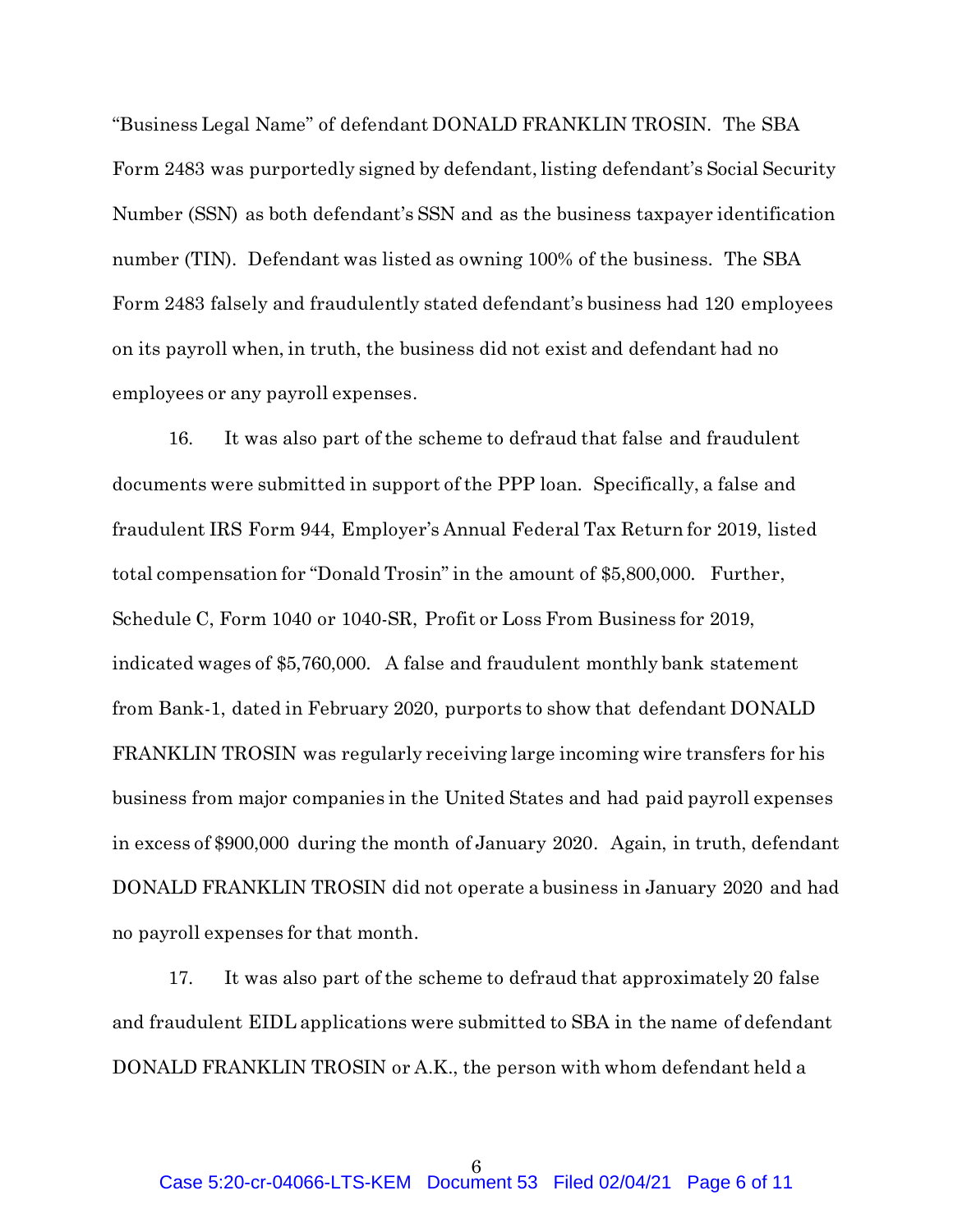"Business Legal Name" of defendant DONALD FRANKLIN TROSIN. The SBA Form 2483 was purportedly signed by defendant, listing defendant's Social Security Number (SSN) as both defendant's SSN and as the business taxpayer identification number (TIN). Defendant was listed as owning 100% of the business. The SBA Form 2483 falsely and fraudulently stated defendant's business had 120 employees on its payroll when, in truth, the business did not exist and defendant had no employees or any payroll expenses.

16. It was also part of the scheme to defraud that false and fraudulent documents were submitted in support of the PPP loan. Specifically, a false and fraudulent IRS Form 944, Employer's Annual Federal Tax Return for 2019, listed total compensation for "Donald Trosin" in the amount of $5,800,000. Further, Schedule C, Form 1040 or 1040-SR, Profit or Loss From Business for 2019, indicated wages of $5,760,000. A false and fraudulent monthly bank statement from Bank-1, dated in February 2020, purports to show that defendant DONALD FRANKLIN TROSIN was regularly receiving large incoming wire transfers for his business from major companies in the United States and had paid payroll expenses in excess of $900,000 during the month of January 2020. Again, in truth, defendant DONALD FRANKLIN TROSIN did not operate a business in January 2020 and had no payroll expenses for that month.

17. It was also part of the scheme to defraud that approximately 20 false and fraudulent EIDL applications were submitted to SBA in the name of defendant DONALD FRANKLIN TROSIN or A.K., the person with whom defendant held a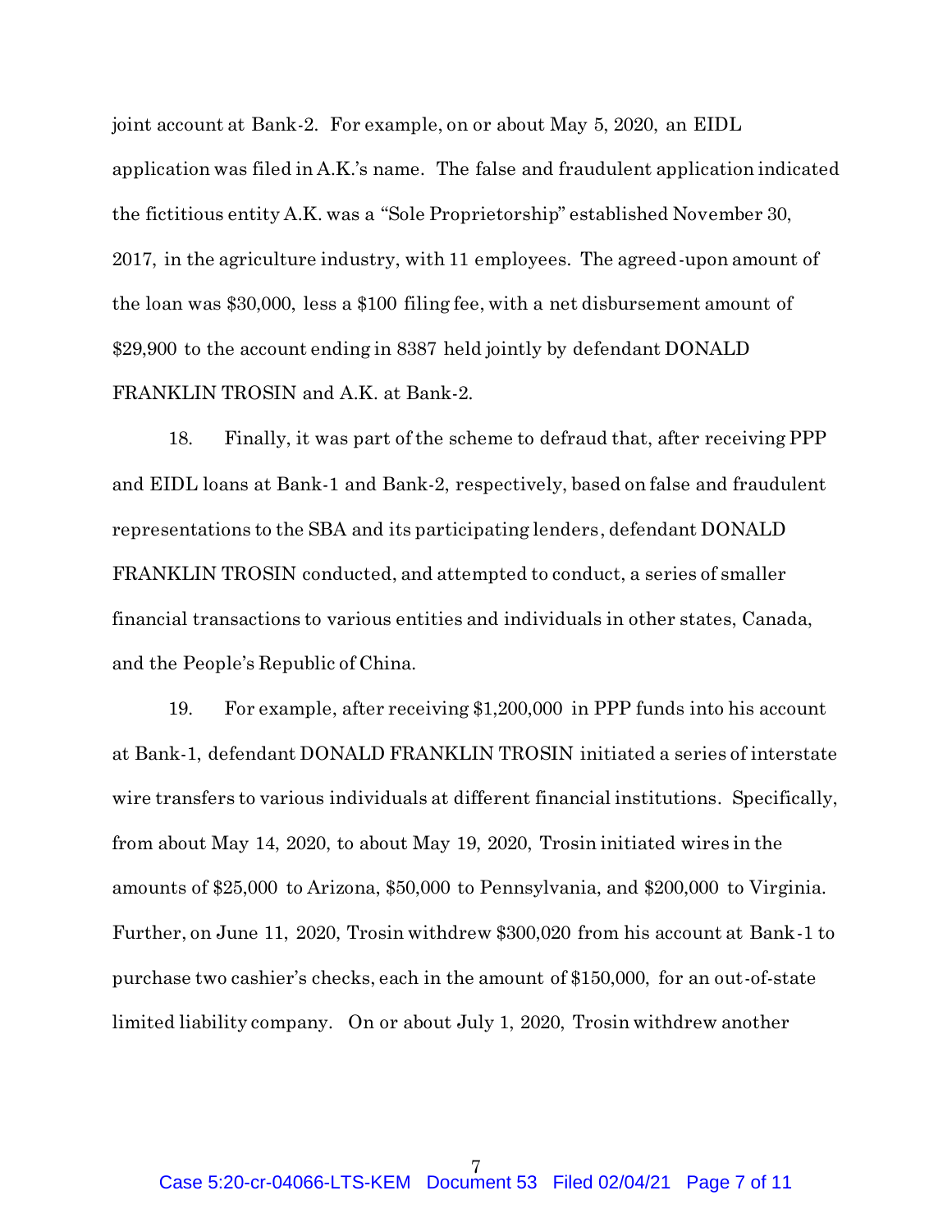joint account at Bank-2. For example, on or about May 5, 2020, an EIDL application was filed in A.K.'s name. The false and fraudulent application indicated the fictitious entity A.K. was a "Sole Proprietorship" established November 30, 2017, in the agriculture industry, with 11 employees. The agreed-upon amount of the loan was $30,000, less a $100 filing fee, with a net disbursement amount of $29,900 to the account ending in 8387 held jointly by defendant DONALD FRANKLIN TROSIN and A.K. at Bank-2.

18. Finally, it was part of the scheme to defraud that, after receiving PPP and EIDL loans at Bank-1 and Bank-2, respectively, based on false and fraudulent representations to the SBA and its participating lenders, defendant DONALD FRANKLIN TROSIN conducted, and attempted to conduct, a series of smaller financial transactions to various entities and individuals in other states, Canada, and the People's Republic of China.

19. For example, after receiving $1,200,000 in PPP funds into his account at Bank-1, defendant DONALD FRANKLIN TROSIN initiated a series of interstate wire transfers to various individuals at different financial institutions. Specifically, from about May 14, 2020, to about May 19, 2020, Trosin initiated wires in the amounts of $25,000 to Arizona, $50,000 to Pennsylvania, and $200,000 to Virginia. Further, on June 11, 2020, Trosin withdrew $300,020 from his account at Bank-1 to purchase two cashier's checks, each in the amount of $150,000, for an out-of-state limited liability company. On or about July 1, 2020, Trosin withdrew another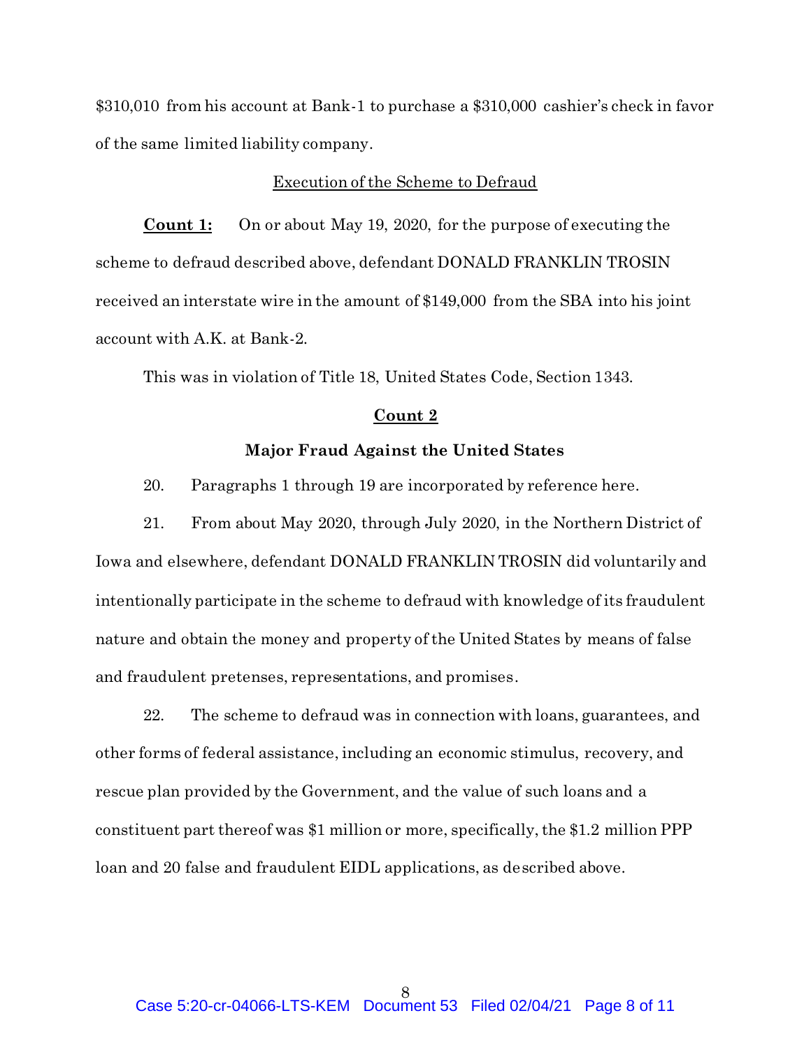$310,010 from his account at Bank-1 to purchase a $310,000 cashier's check in favor of the same limited liability company.

Execution of the Scheme to Defraud

**Count 1:** On or about May 19, 2020, for the purpose of executing the scheme to defraud described above, defendant DONALD FRANKLIN TROSIN received an interstate wire in the amount of $149,000 from the SBA into his joint account with A.K. at Bank-2.

This was in violation of Title 18, United States Code, Section 1343.

## Count 2

### Major Fraud Against the United States

20. Paragraphs 1 through 19 are incorporated by reference here.

21. From about May 2020, through July 2020, in the Northern District of Iowa and elsewhere, defendant DONALD FRANKLIN TROSIN did voluntarily and intentionally participate in the scheme to defraud with knowledge of its fraudulent nature and obtain the money and property of the United States by means of false and fraudulent pretenses, representations, and promises.

22. The scheme to defraud was in connection with loans, guarantees, and other forms of federal assistance, including an economic stimulus, recovery, and rescue plan provided by the Government, and the value of such loans and a constituent part thereof was $1 million or more, specifically, the $1.2 million PPP loan and 20 false and fraudulent EIDL applications, as described above.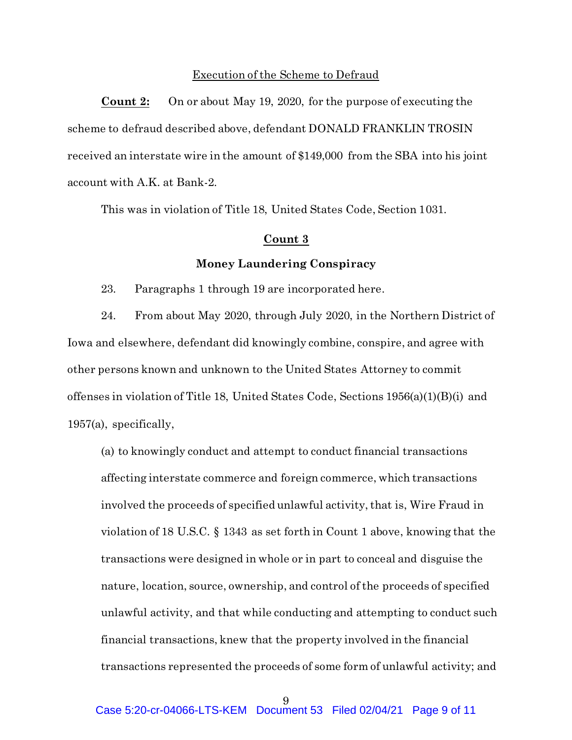Execution of the Scheme to Defraud

**Count 2:** On or about May 19, 2020, for the purpose of executing the scheme to defraud described above, defendant DONALD FRANKLIN TROSIN received an interstate wire in the amount of $149,000 from the SBA into his joint account with A.K. at Bank-2.

This was in violation of Title 18, United States Code, Section 1031.

## Count 3

### Money Laundering Conspiracy

23. Paragraphs 1 through 19 are incorporated here.

24. From about May 2020, through July 2020, in the Northern District of Iowa and elsewhere, defendant did knowingly combine, conspire, and agree with other persons known and unknown to the United States Attorney to commit offenses in violation of Title 18, United States Code, Sections 1956(a)(1)(B)(i) and 1957(a), specifically,

(a) to knowingly conduct and attempt to conduct financial transactions affecting interstate commerce and foreign commerce, which transactions involved the proceeds of specified unlawful activity, that is, Wire Fraud in violation of 18 U.S.C. § 1343 as set forth in Count 1 above, knowing that the transactions were designed in whole or in part to conceal and disguise the nature, location, source, ownership, and control of the proceeds of specified unlawful activity, and that while conducting and attempting to conduct such financial transactions, knew that the property involved in the financial transactions represented the proceeds of some form of unlawful activity; and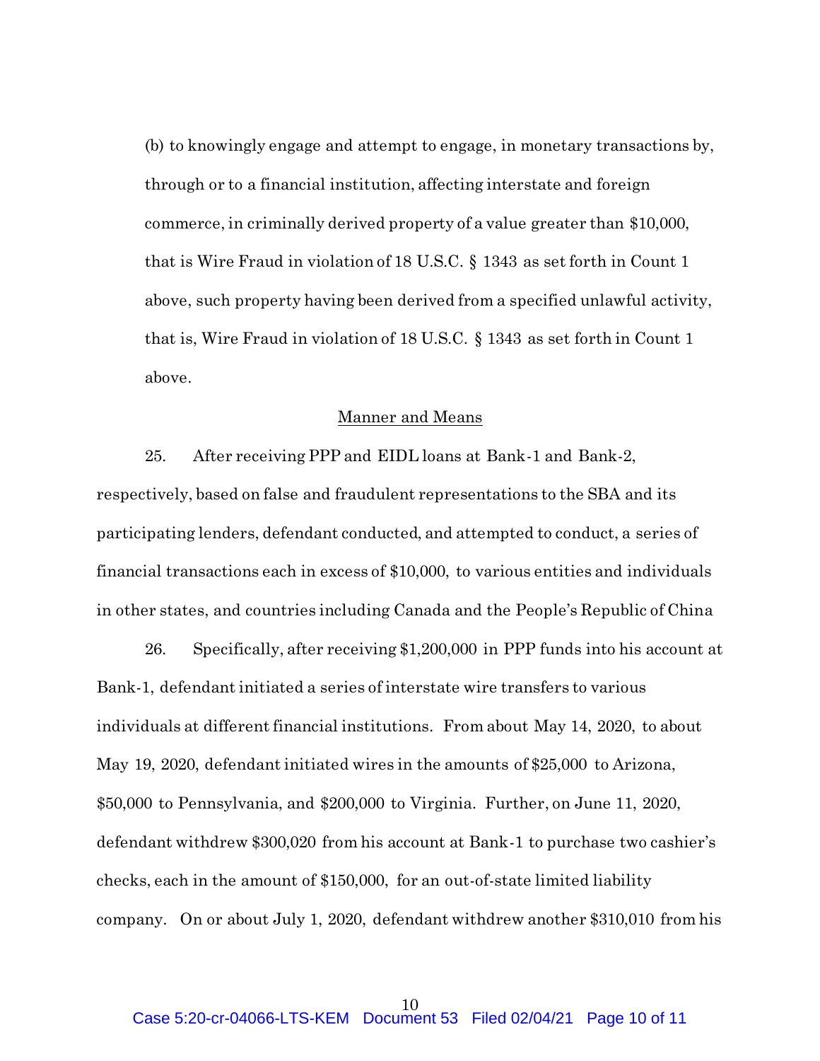(b) to knowingly engage and attempt to engage, in monetary transactions by, through or to a financial institution, affecting interstate and foreign commerce, in criminally derived property of a value greater than $10,000, that is Wire Fraud in violation of 18 U.S.C. § 1343 as set forth in Count 1 above, such property having been derived from a specified unlawful activity, that is, Wire Fraud in violation of 18 U.S.C. § 1343 as set forth in Count 1 above.

<u>Manner and Means</u>

25. After receiving PPP and EIDL loans at Bank-1 and Bank-2, respectively, based on false and fraudulent representations to the SBA and its participating lenders, defendant conducted, and attempted to conduct, a series of financial transactions each in excess of $10,000, to various entities and individuals in other states, and countries including Canada and the People's Republic of China

26. Specifically, after receiving $1,200,000 in PPP funds into his account at Bank-1, defendant initiated a series of interstate wire transfers to various individuals at different financial institutions. From about May 14, 2020, to about May 19, 2020, defendant initiated wires in the amounts of $25,000 to Arizona, $50,000 to Pennsylvania, and $200,000 to Virginia. Further, on June 11, 2020, defendant withdrew $300,020 from his account at Bank-1 to purchase two cashier's checks, each in the amount of $150,000, for an out-of-state limited liability company. On or about July 1, 2020, defendant withdrew another $310,010 from his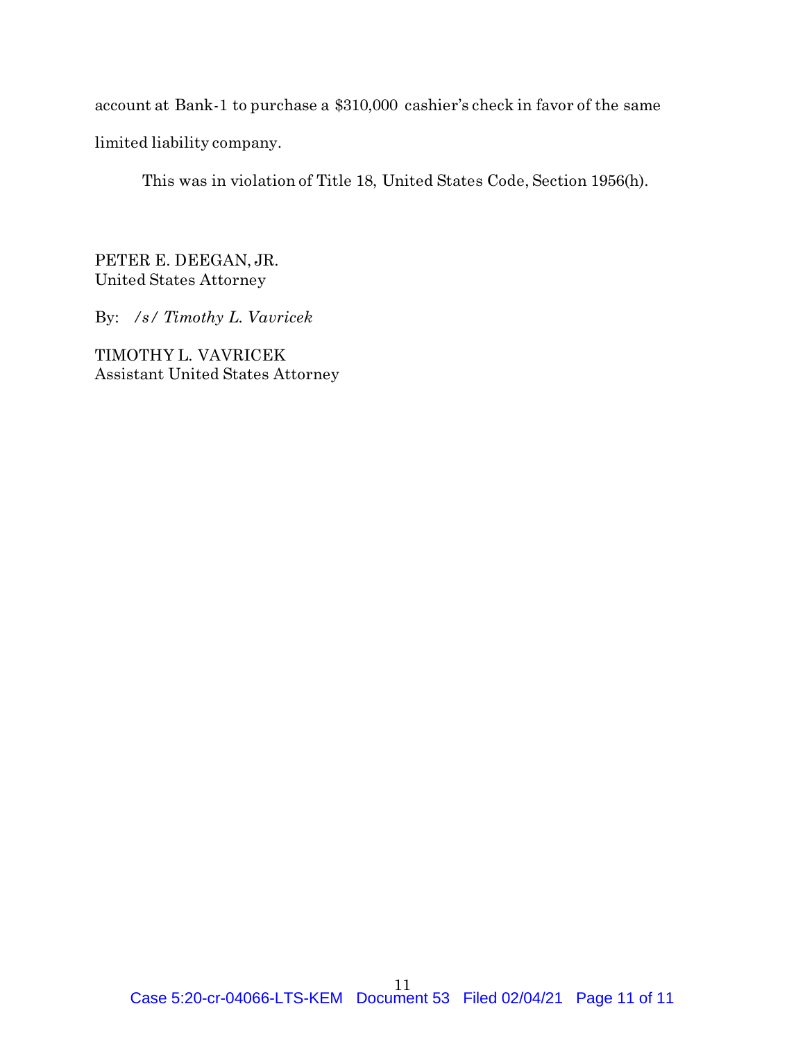account at Bank-1 to purchase a $310,000 cashier's check in favor of the same limited liability company.

This was in violation of Title 18, United States Code, Section 1956(h).

PETER E. DEEGAN, JR.
United States Attorney

By: */s/ Timothy L. Vavricek*

TIMOTHY L. VAVRICEK
Assistant United States Attorney